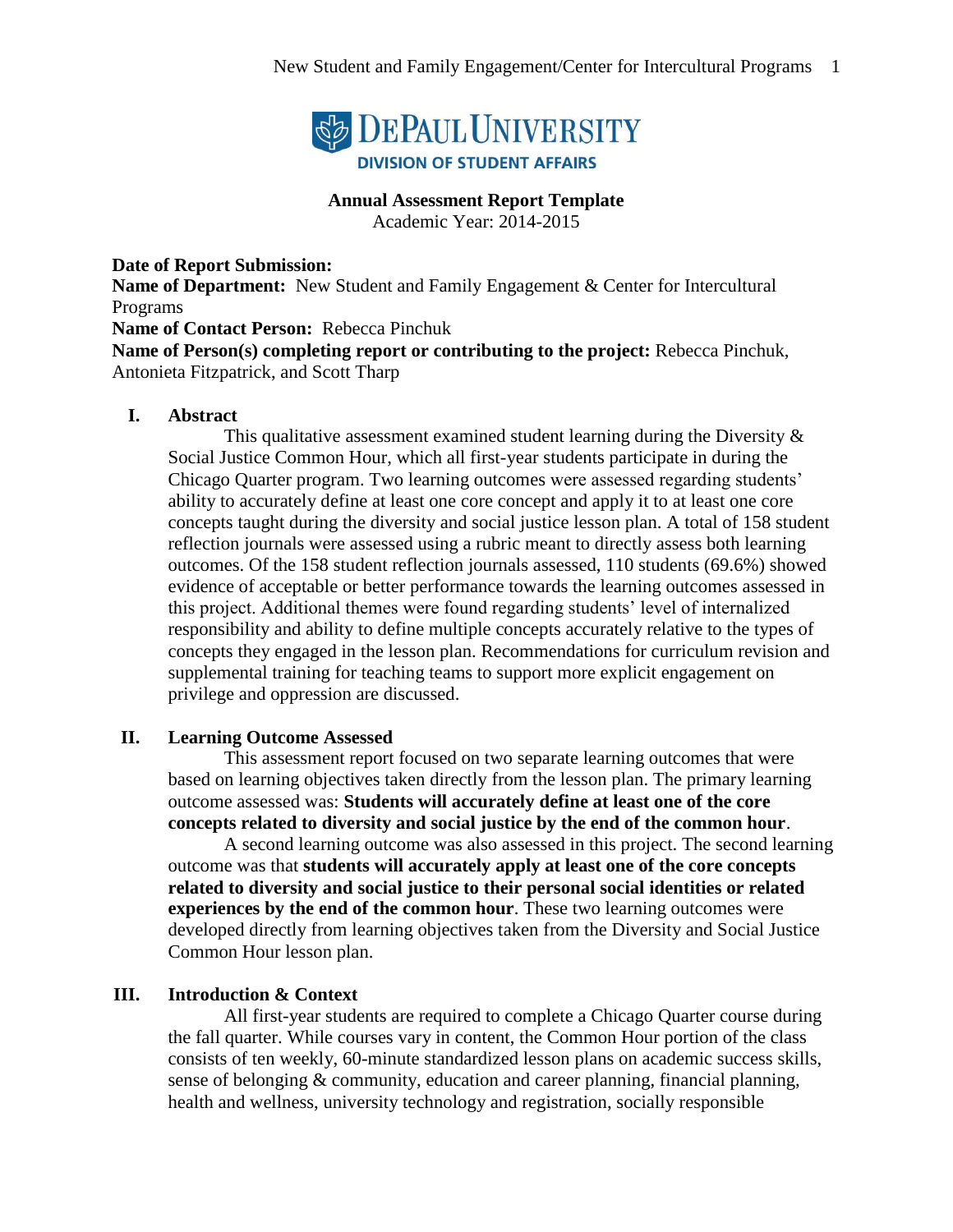DEPAUL UNIVERSITY
DIVISION OF STUDENT AFFAIRS

**Annual Assessment Report Template**
Academic Year: 2014-2015

**Date of Report Submission:**
**Name of Department:** New Student and Family Engagement & Center for Intercultural Programs
**Name of Contact Person:** Rebecca Pinchuk
**Name of Person(s) completing report or contributing to the project:** Rebecca Pinchuk, Antonieta Fitzpatrick, and Scott Tharp

## I. Abstract

This qualitative assessment examined student learning during the Diversity & Social Justice Common Hour, which all first-year students participate in during the Chicago Quarter program. Two learning outcomes were assessed regarding students' ability to accurately define at least one core concept and apply it to at least one core concepts taught during the diversity and social justice lesson plan. A total of 158 student reflection journals were assessed using a rubric meant to directly assess both learning outcomes. Of the 158 student reflection journals assessed, 110 students (69.6%) showed evidence of acceptable or better performance towards the learning outcomes assessed in this project. Additional themes were found regarding students' level of internalized responsibility and ability to define multiple concepts accurately relative to the types of concepts they engaged in the lesson plan. Recommendations for curriculum revision and supplemental training for teaching teams to support more explicit engagement on privilege and oppression are discussed.

## II. Learning Outcome Assessed

This assessment report focused on two separate learning outcomes that were based on learning objectives taken directly from the lesson plan. The primary learning outcome assessed was: **Students will accurately define at least one of the core concepts related to diversity and social justice by the end of the common hour**.

A second learning outcome was also assessed in this project. The second learning outcome was that **students will accurately apply at least one of the core concepts related to diversity and social justice to their personal social identities or related experiences by the end of the common hour**. These two learning outcomes were developed directly from learning objectives taken from the Diversity and Social Justice Common Hour lesson plan.

## III. Introduction & Context

All first-year students are required to complete a Chicago Quarter course during the fall quarter. While courses vary in content, the Common Hour portion of the class consists of ten weekly, 60-minute standardized lesson plans on academic success skills, sense of belonging & community, education and career planning, financial planning, health and wellness, university technology and registration, socially responsible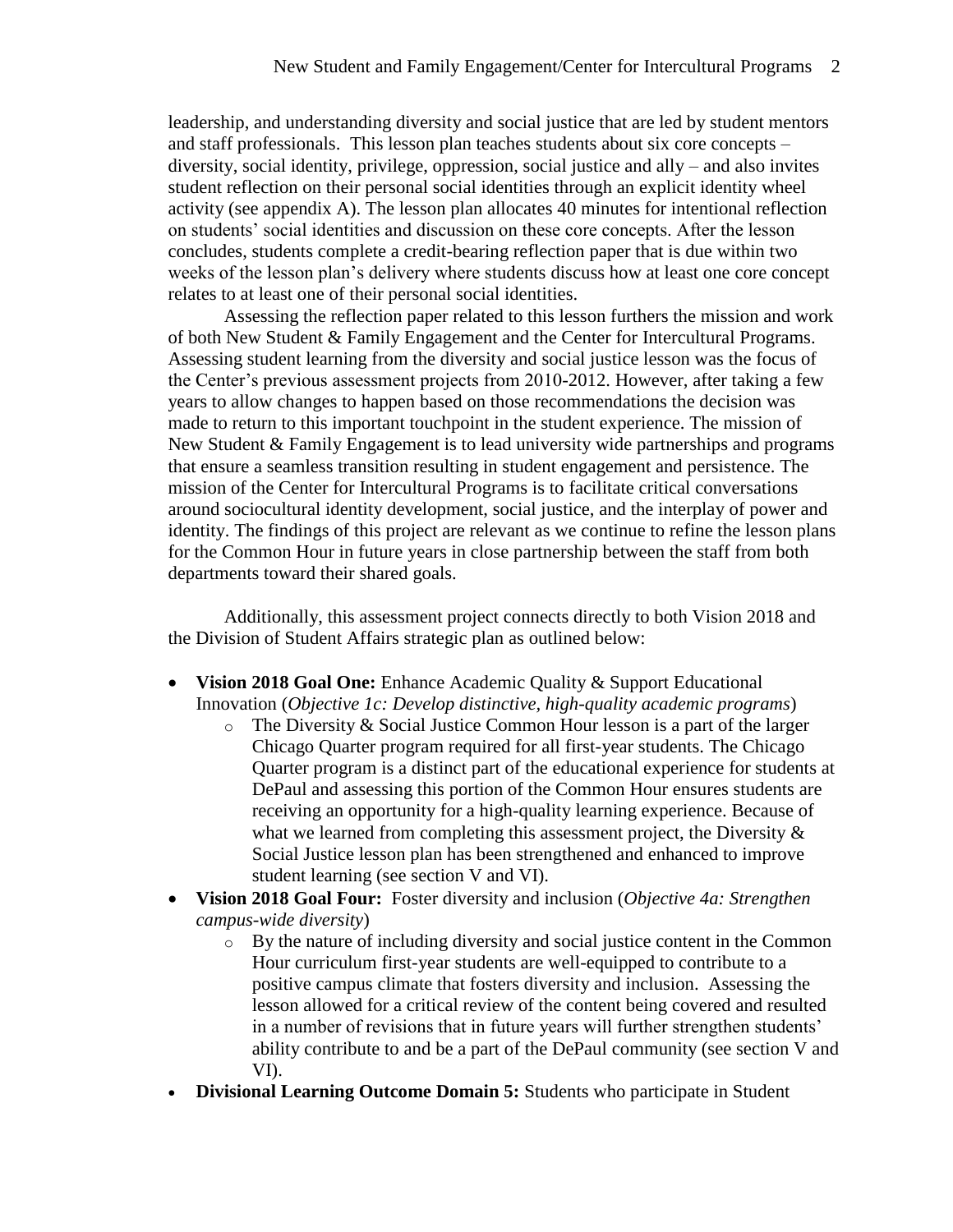leadership, and understanding diversity and social justice that are led by student mentors and staff professionals. This lesson plan teaches students about six core concepts – diversity, social identity, privilege, oppression, social justice and ally – and also invites student reflection on their personal social identities through an explicit identity wheel activity (see appendix A). The lesson plan allocates 40 minutes for intentional reflection on students' social identities and discussion on these core concepts. After the lesson concludes, students complete a credit-bearing reflection paper that is due within two weeks of the lesson plan's delivery where students discuss how at least one core concept relates to at least one of their personal social identities.

Assessing the reflection paper related to this lesson furthers the mission and work of both New Student & Family Engagement and the Center for Intercultural Programs. Assessing student learning from the diversity and social justice lesson was the focus of the Center's previous assessment projects from 2010-2012. However, after taking a few years to allow changes to happen based on those recommendations the decision was made to return to this important touchpoint in the student experience. The mission of New Student & Family Engagement is to lead university wide partnerships and programs that ensure a seamless transition resulting in student engagement and persistence. The mission of the Center for Intercultural Programs is to facilitate critical conversations around sociocultural identity development, social justice, and the interplay of power and identity. The findings of this project are relevant as we continue to refine the lesson plans for the Common Hour in future years in close partnership between the staff from both departments toward their shared goals.

Additionally, this assessment project connects directly to both Vision 2018 and the Division of Student Affairs strategic plan as outlined below:

- **Vision 2018 Goal One:** Enhance Academic Quality & Support Educational Innovation (*Objective 1c: Develop distinctive, high-quality academic programs*)
  - The Diversity & Social Justice Common Hour lesson is a part of the larger Chicago Quarter program required for all first-year students. The Chicago Quarter program is a distinct part of the educational experience for students at DePaul and assessing this portion of the Common Hour ensures students are receiving an opportunity for a high-quality learning experience. Because of what we learned from completing this assessment project, the Diversity & Social Justice lesson plan has been strengthened and enhanced to improve student learning (see section V and VI).
- **Vision 2018 Goal Four:** Foster diversity and inclusion (*Objective 4a: Strengthen campus-wide diversity*)
  - By the nature of including diversity and social justice content in the Common Hour curriculum first-year students are well-equipped to contribute to a positive campus climate that fosters diversity and inclusion. Assessing the lesson allowed for a critical review of the content being covered and resulted in a number of revisions that in future years will further strengthen students' ability contribute to and be a part of the DePaul community (see section V and VI).
- **Divisional Learning Outcome Domain 5:** Students who participate in Student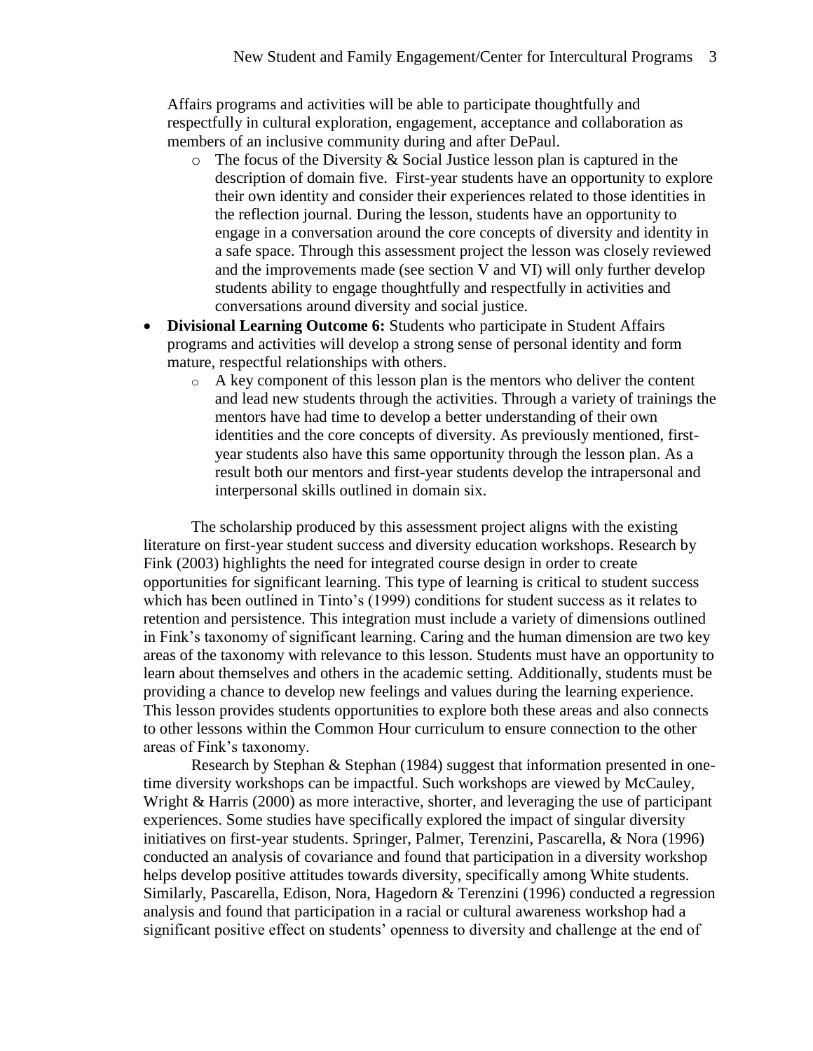Affairs programs and activities will be able to participate thoughtfully and respectfully in cultural exploration, engagement, acceptance and collaboration as members of an inclusive community during and after DePaul.

  - The focus of the Diversity & Social Justice lesson plan is captured in the description of domain five. First-year students have an opportunity to explore their own identity and consider their experiences related to those identities in the reflection journal. During the lesson, students have an opportunity to engage in a conversation around the core concepts of diversity and identity in a safe space. Through this assessment project the lesson was closely reviewed and the improvements made (see section V and VI) will only further develop students ability to engage thoughtfully and respectfully in activities and conversations around diversity and social justice.

- **Divisional Learning Outcome 6:** Students who participate in Student Affairs programs and activities will develop a strong sense of personal identity and form mature, respectful relationships with others.
  - A key component of this lesson plan is the mentors who deliver the content and lead new students through the activities. Through a variety of trainings the mentors have had time to develop a better understanding of their own identities and the core concepts of diversity. As previously mentioned, first-year students also have this same opportunity through the lesson plan. As a result both our mentors and first-year students develop the intrapersonal and interpersonal skills outlined in domain six.

The scholarship produced by this assessment project aligns with the existing literature on first-year student success and diversity education workshops. Research by Fink (2003) highlights the need for integrated course design in order to create opportunities for significant learning. This type of learning is critical to student success which has been outlined in Tinto's (1999) conditions for student success as it relates to retention and persistence. This integration must include a variety of dimensions outlined in Fink's taxonomy of significant learning. Caring and the human dimension are two key areas of the taxonomy with relevance to this lesson. Students must have an opportunity to learn about themselves and others in the academic setting. Additionally, students must be providing a chance to develop new feelings and values during the learning experience. This lesson provides students opportunities to explore both these areas and also connects to other lessons within the Common Hour curriculum to ensure connection to the other areas of Fink's taxonomy.

Research by Stephan & Stephan (1984) suggest that information presented in one-time diversity workshops can be impactful. Such workshops are viewed by McCauley, Wright & Harris (2000) as more interactive, shorter, and leveraging the use of participant experiences. Some studies have specifically explored the impact of singular diversity initiatives on first-year students. Springer, Palmer, Terenzini, Pascarella, & Nora (1996) conducted an analysis of covariance and found that participation in a diversity workshop helps develop positive attitudes towards diversity, specifically among White students. Similarly, Pascarella, Edison, Nora, Hagedorn & Terenzini (1996) conducted a regression analysis and found that participation in a racial or cultural awareness workshop had a significant positive effect on students' openness to diversity and challenge at the end of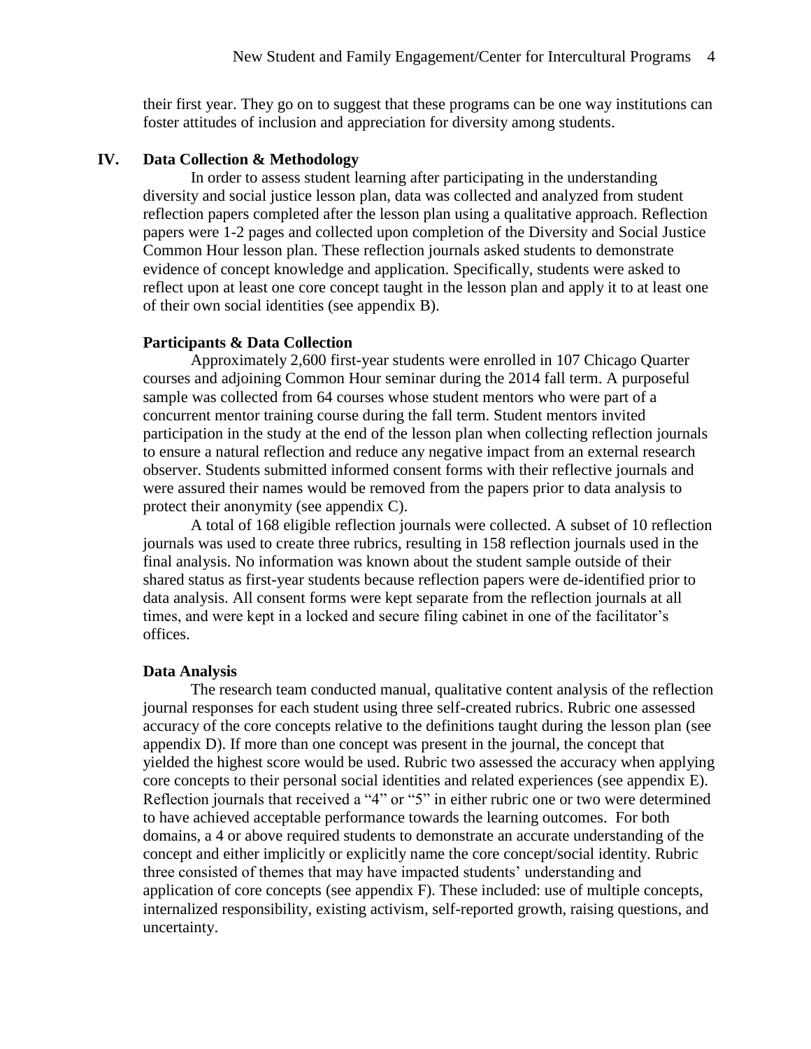their first year. They go on to suggest that these programs can be one way institutions can foster attitudes of inclusion and appreciation for diversity among students.

## IV. Data Collection & Methodology

In order to assess student learning after participating in the understanding diversity and social justice lesson plan, data was collected and analyzed from student reflection papers completed after the lesson plan using a qualitative approach. Reflection papers were 1-2 pages and collected upon completion of the Diversity and Social Justice Common Hour lesson plan. These reflection journals asked students to demonstrate evidence of concept knowledge and application. Specifically, students were asked to reflect upon at least one core concept taught in the lesson plan and apply it to at least one of their own social identities (see appendix B).

### Participants & Data Collection

Approximately 2,600 first-year students were enrolled in 107 Chicago Quarter courses and adjoining Common Hour seminar during the 2014 fall term. A purposeful sample was collected from 64 courses whose student mentors who were part of a concurrent mentor training course during the fall term. Student mentors invited participation in the study at the end of the lesson plan when collecting reflection journals to ensure a natural reflection and reduce any negative impact from an external research observer. Students submitted informed consent forms with their reflective journals and were assured their names would be removed from the papers prior to data analysis to protect their anonymity (see appendix C).

A total of 168 eligible reflection journals were collected. A subset of 10 reflection journals was used to create three rubrics, resulting in 158 reflection journals used in the final analysis. No information was known about the student sample outside of their shared status as first-year students because reflection papers were de-identified prior to data analysis. All consent forms were kept separate from the reflection journals at all times, and were kept in a locked and secure filing cabinet in one of the facilitator's offices.

### Data Analysis

The research team conducted manual, qualitative content analysis of the reflection journal responses for each student using three self-created rubrics. Rubric one assessed accuracy of the core concepts relative to the definitions taught during the lesson plan (see appendix D). If more than one concept was present in the journal, the concept that yielded the highest score would be used. Rubric two assessed the accuracy when applying core concepts to their personal social identities and related experiences (see appendix E). Reflection journals that received a "4" or "5" in either rubric one or two were determined to have achieved acceptable performance towards the learning outcomes. For both domains, a 4 or above required students to demonstrate an accurate understanding of the concept and either implicitly or explicitly name the core concept/social identity. Rubric three consisted of themes that may have impacted students' understanding and application of core concepts (see appendix F). These included: use of multiple concepts, internalized responsibility, existing activism, self-reported growth, raising questions, and uncertainty.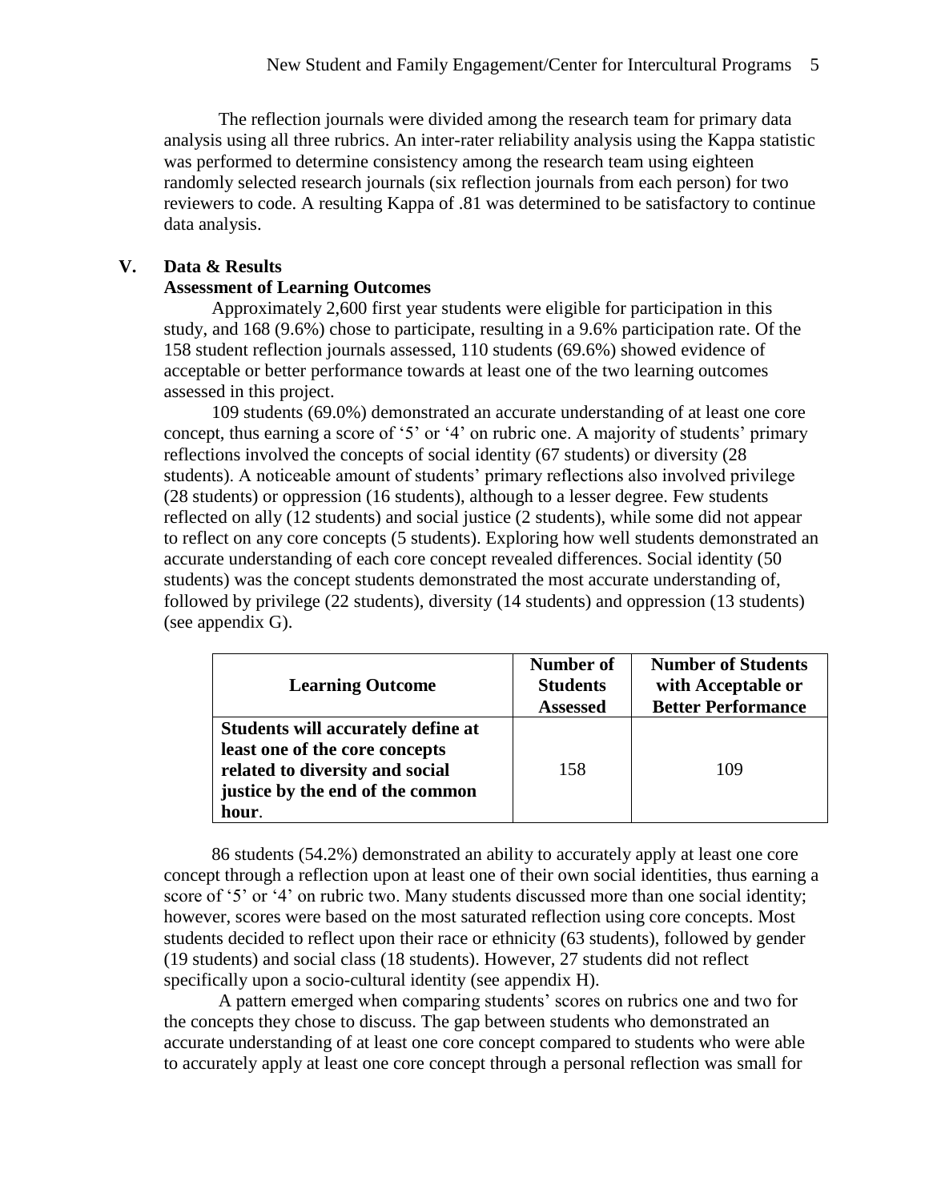The reflection journals were divided among the research team for primary data analysis using all three rubrics. An inter-rater reliability analysis using the Kappa statistic was performed to determine consistency among the research team using eighteen randomly selected research journals (six reflection journals from each person) for two reviewers to code. A resulting Kappa of .81 was determined to be satisfactory to continue data analysis.

## V. Data & Results

### Assessment of Learning Outcomes

Approximately 2,600 first year students were eligible for participation in this study, and 168 (9.6%) chose to participate, resulting in a 9.6% participation rate. Of the 158 student reflection journals assessed, 110 students (69.6%) showed evidence of acceptable or better performance towards at least one of the two learning outcomes assessed in this project.

109 students (69.0%) demonstrated an accurate understanding of at least one core concept, thus earning a score of '5' or '4' on rubric one. A majority of students' primary reflections involved the concepts of social identity (67 students) or diversity (28 students). A noticeable amount of students' primary reflections also involved privilege (28 students) or oppression (16 students), although to a lesser degree. Few students reflected on ally (12 students) and social justice (2 students), while some did not appear to reflect on any core concepts (5 students). Exploring how well students demonstrated an accurate understanding of each core concept revealed differences. Social identity (50 students) was the concept students demonstrated the most accurate understanding of, followed by privilege (22 students), diversity (14 students) and oppression (13 students) (see appendix G).

| Learning Outcome | Number of Students Assessed | Number of Students with Acceptable or Better Performance |
| --- | --- | --- |
| **Students will accurately define at least one of the core concepts related to diversity and social justice by the end of the common hour**. | 158 | 109 |

86 students (54.2%) demonstrated an ability to accurately apply at least one core concept through a reflection upon at least one of their own social identities, thus earning a score of '5' or '4' on rubric two. Many students discussed more than one social identity; however, scores were based on the most saturated reflection using core concepts. Most students decided to reflect upon their race or ethnicity (63 students), followed by gender (19 students) and social class (18 students). However, 27 students did not reflect specifically upon a socio-cultural identity (see appendix H).

A pattern emerged when comparing students' scores on rubrics one and two for the concepts they chose to discuss. The gap between students who demonstrated an accurate understanding of at least one core concept compared to students who were able to accurately apply at least one core concept through a personal reflection was small for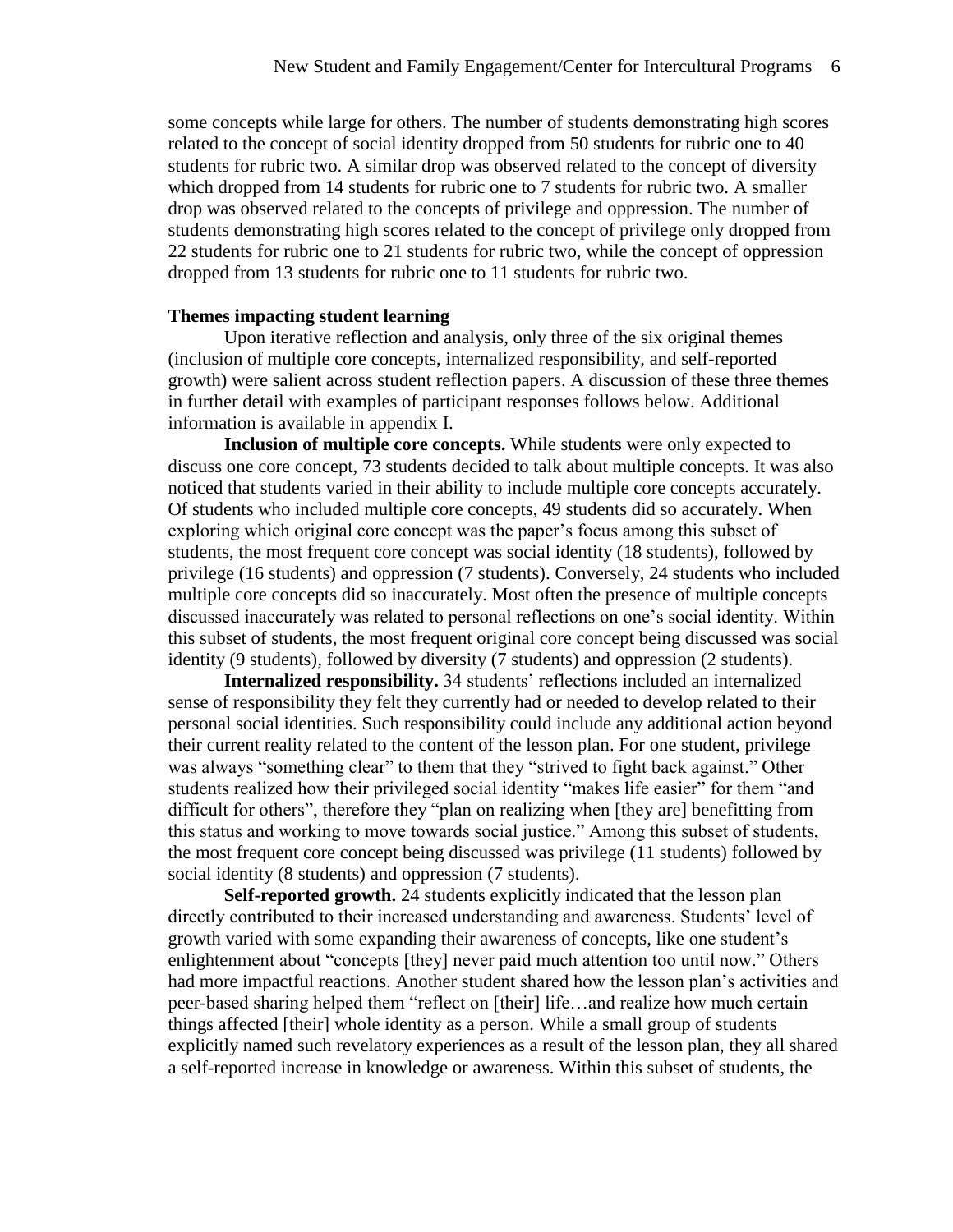some concepts while large for others. The number of students demonstrating high scores related to the concept of social identity dropped from 50 students for rubric one to 40 students for rubric two. A similar drop was observed related to the concept of diversity which dropped from 14 students for rubric one to 7 students for rubric two. A smaller drop was observed related to the concepts of privilege and oppression. The number of students demonstrating high scores related to the concept of privilege only dropped from 22 students for rubric one to 21 students for rubric two, while the concept of oppression dropped from 13 students for rubric one to 11 students for rubric two.

**Themes impacting student learning**

Upon iterative reflection and analysis, only three of the six original themes (inclusion of multiple core concepts, internalized responsibility, and self-reported growth) were salient across student reflection papers. A discussion of these three themes in further detail with examples of participant responses follows below. Additional information is available in appendix I.

**Inclusion of multiple core concepts.** While students were only expected to discuss one core concept, 73 students decided to talk about multiple concepts. It was also noticed that students varied in their ability to include multiple core concepts accurately. Of students who included multiple core concepts, 49 students did so accurately. When exploring which original core concept was the paper's focus among this subset of students, the most frequent core concept was social identity (18 students), followed by privilege (16 students) and oppression (7 students). Conversely, 24 students who included multiple core concepts did so inaccurately. Most often the presence of multiple concepts discussed inaccurately was related to personal reflections on one's social identity. Within this subset of students, the most frequent original core concept being discussed was social identity (9 students), followed by diversity (7 students) and oppression (2 students).

**Internalized responsibility.** 34 students' reflections included an internalized sense of responsibility they felt they currently had or needed to develop related to their personal social identities. Such responsibility could include any additional action beyond their current reality related to the content of the lesson plan. For one student, privilege was always "something clear" to them that they "strived to fight back against." Other students realized how their privileged social identity "makes life easier" for them "and difficult for others", therefore they "plan on realizing when [they are] benefitting from this status and working to move towards social justice." Among this subset of students, the most frequent core concept being discussed was privilege (11 students) followed by social identity (8 students) and oppression (7 students).

**Self-reported growth.** 24 students explicitly indicated that the lesson plan directly contributed to their increased understanding and awareness. Students' level of growth varied with some expanding their awareness of concepts, like one student's enlightenment about "concepts [they] never paid much attention too until now." Others had more impactful reactions. Another student shared how the lesson plan's activities and peer-based sharing helped them "reflect on [their] life…and realize how much certain things affected [their] whole identity as a person. While a small group of students explicitly named such revelatory experiences as a result of the lesson plan, they all shared a self-reported increase in knowledge or awareness. Within this subset of students, the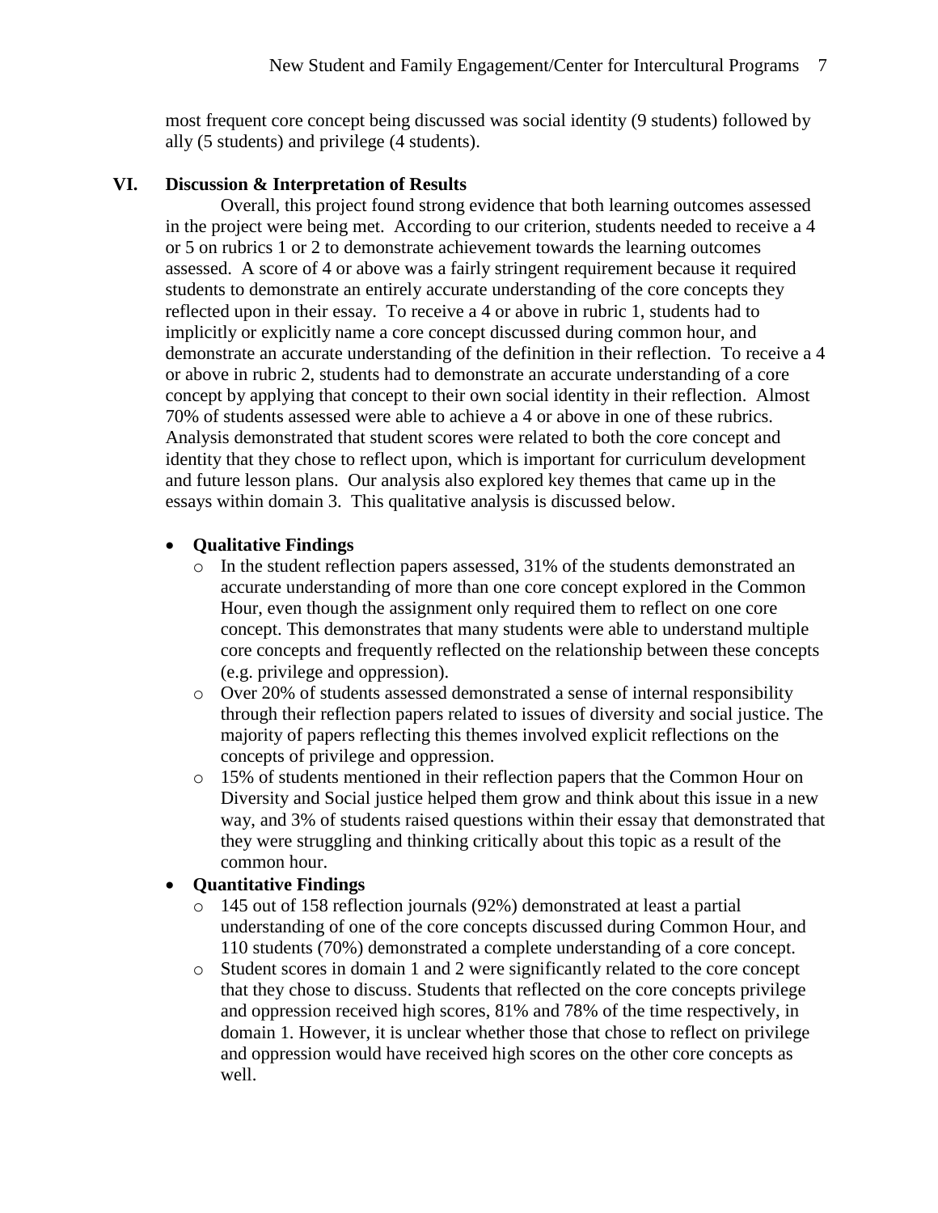most frequent core concept being discussed was social identity (9 students) followed by ally (5 students) and privilege (4 students).

## VI. Discussion & Interpretation of Results

Overall, this project found strong evidence that both learning outcomes assessed in the project were being met. According to our criterion, students needed to receive a 4 or 5 on rubrics 1 or 2 to demonstrate achievement towards the learning outcomes assessed. A score of 4 or above was a fairly stringent requirement because it required students to demonstrate an entirely accurate understanding of the core concepts they reflected upon in their essay. To receive a 4 or above in rubric 1, students had to implicitly or explicitly name a core concept discussed during common hour, and demonstrate an accurate understanding of the definition in their reflection. To receive a 4 or above in rubric 2, students had to demonstrate an accurate understanding of a core concept by applying that concept to their own social identity in their reflection. Almost 70% of students assessed were able to achieve a 4 or above in one of these rubrics. Analysis demonstrated that student scores were related to both the core concept and identity that they chose to reflect upon, which is important for curriculum development and future lesson plans. Our analysis also explored key themes that came up in the essays within domain 3. This qualitative analysis is discussed below.

- **Qualitative Findings**
  - In the student reflection papers assessed, 31% of the students demonstrated an accurate understanding of more than one core concept explored in the Common Hour, even though the assignment only required them to reflect on one core concept. This demonstrates that many students were able to understand multiple core concepts and frequently reflected on the relationship between these concepts (e.g. privilege and oppression).
  - Over 20% of students assessed demonstrated a sense of internal responsibility through their reflection papers related to issues of diversity and social justice. The majority of papers reflecting this themes involved explicit reflections on the concepts of privilege and oppression.
  - 15% of students mentioned in their reflection papers that the Common Hour on Diversity and Social justice helped them grow and think about this issue in a new way, and 3% of students raised questions within their essay that demonstrated that they were struggling and thinking critically about this topic as a result of the common hour.
- **Quantitative Findings**
  - 145 out of 158 reflection journals (92%) demonstrated at least a partial understanding of one of the core concepts discussed during Common Hour, and 110 students (70%) demonstrated a complete understanding of a core concept.
  - Student scores in domain 1 and 2 were significantly related to the core concept that they chose to discuss. Students that reflected on the core concepts privilege and oppression received high scores, 81% and 78% of the time respectively, in domain 1. However, it is unclear whether those that chose to reflect on privilege and oppression would have received high scores on the other core concepts as well.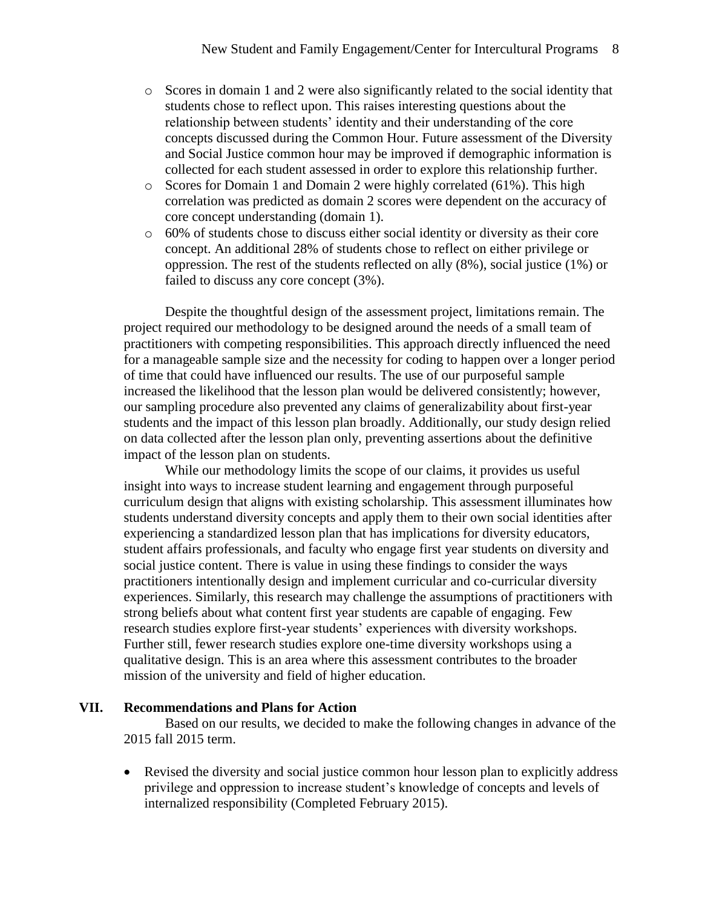- Scores in domain 1 and 2 were also significantly related to the social identity that students chose to reflect upon. This raises interesting questions about the relationship between students' identity and their understanding of the core concepts discussed during the Common Hour. Future assessment of the Diversity and Social Justice common hour may be improved if demographic information is collected for each student assessed in order to explore this relationship further.
- Scores for Domain 1 and Domain 2 were highly correlated (61%). This high correlation was predicted as domain 2 scores were dependent on the accuracy of core concept understanding (domain 1).
- 60% of students chose to discuss either social identity or diversity as their core concept. An additional 28% of students chose to reflect on either privilege or oppression. The rest of the students reflected on ally (8%), social justice (1%) or failed to discuss any core concept (3%).

Despite the thoughtful design of the assessment project, limitations remain. The project required our methodology to be designed around the needs of a small team of practitioners with competing responsibilities. This approach directly influenced the need for a manageable sample size and the necessity for coding to happen over a longer period of time that could have influenced our results. The use of our purposeful sample increased the likelihood that the lesson plan would be delivered consistently; however, our sampling procedure also prevented any claims of generalizability about first-year students and the impact of this lesson plan broadly. Additionally, our study design relied on data collected after the lesson plan only, preventing assertions about the definitive impact of the lesson plan on students.

While our methodology limits the scope of our claims, it provides us useful insight into ways to increase student learning and engagement through purposeful curriculum design that aligns with existing scholarship. This assessment illuminates how students understand diversity concepts and apply them to their own social identities after experiencing a standardized lesson plan that has implications for diversity educators, student affairs professionals, and faculty who engage first year students on diversity and social justice content. There is value in using these findings to consider the ways practitioners intentionally design and implement curricular and co-curricular diversity experiences. Similarly, this research may challenge the assumptions of practitioners with strong beliefs about what content first year students are capable of engaging. Few research studies explore first-year students' experiences with diversity workshops. Further still, fewer research studies explore one-time diversity workshops using a qualitative design. This is an area where this assessment contributes to the broader mission of the university and field of higher education.

## VII. Recommendations and Plans for Action

Based on our results, we decided to make the following changes in advance of the 2015 fall 2015 term.

- Revised the diversity and social justice common hour lesson plan to explicitly address privilege and oppression to increase student's knowledge of concepts and levels of internalized responsibility (Completed February 2015).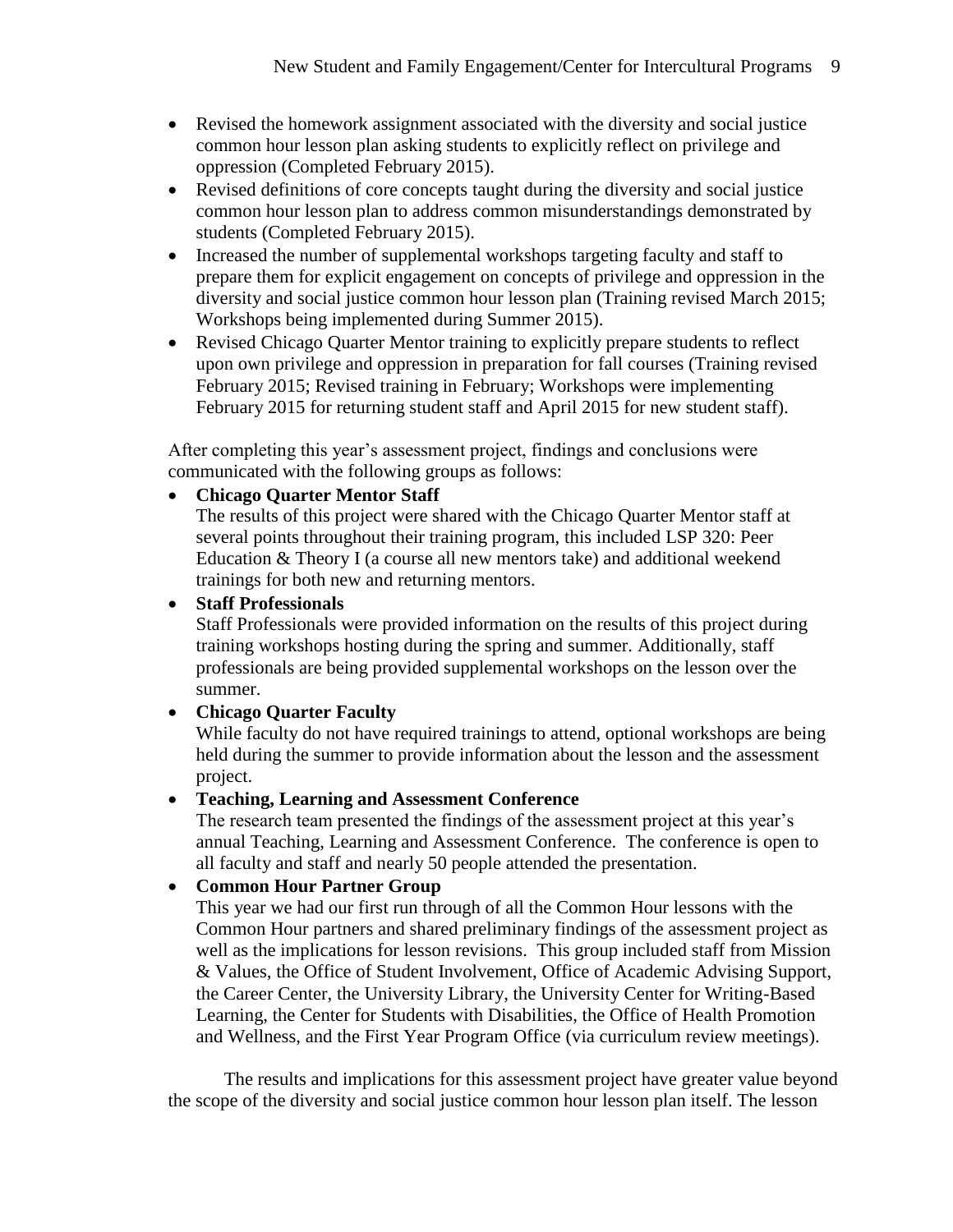- Revised the homework assignment associated with the diversity and social justice common hour lesson plan asking students to explicitly reflect on privilege and oppression (Completed February 2015).
- Revised definitions of core concepts taught during the diversity and social justice common hour lesson plan to address common misunderstandings demonstrated by students (Completed February 2015).
- Increased the number of supplemental workshops targeting faculty and staff to prepare them for explicit engagement on concepts of privilege and oppression in the diversity and social justice common hour lesson plan (Training revised March 2015; Workshops being implemented during Summer 2015).
- Revised Chicago Quarter Mentor training to explicitly prepare students to reflect upon own privilege and oppression in preparation for fall courses (Training revised February 2015; Revised training in February; Workshops were implementing February 2015 for returning student staff and April 2015 for new student staff).

After completing this year's assessment project, findings and conclusions were communicated with the following groups as follows:

- **Chicago Quarter Mentor Staff**
  The results of this project were shared with the Chicago Quarter Mentor staff at several points throughout their training program, this included LSP 320: Peer Education & Theory I (a course all new mentors take) and additional weekend trainings for both new and returning mentors.
- **Staff Professionals**
  Staff Professionals were provided information on the results of this project during training workshops hosting during the spring and summer. Additionally, staff professionals are being provided supplemental workshops on the lesson over the summer.
- **Chicago Quarter Faculty**
  While faculty do not have required trainings to attend, optional workshops are being held during the summer to provide information about the lesson and the assessment project.
- **Teaching, Learning and Assessment Conference**
  The research team presented the findings of the assessment project at this year's annual Teaching, Learning and Assessment Conference. The conference is open to all faculty and staff and nearly 50 people attended the presentation.
- **Common Hour Partner Group**
  This year we had our first run through of all the Common Hour lessons with the Common Hour partners and shared preliminary findings of the assessment project as well as the implications for lesson revisions. This group included staff from Mission & Values, the Office of Student Involvement, Office of Academic Advising Support, the Career Center, the University Library, the University Center for Writing-Based Learning, the Center for Students with Disabilities, the Office of Health Promotion and Wellness, and the First Year Program Office (via curriculum review meetings).

The results and implications for this assessment project have greater value beyond the scope of the diversity and social justice common hour lesson plan itself. The lesson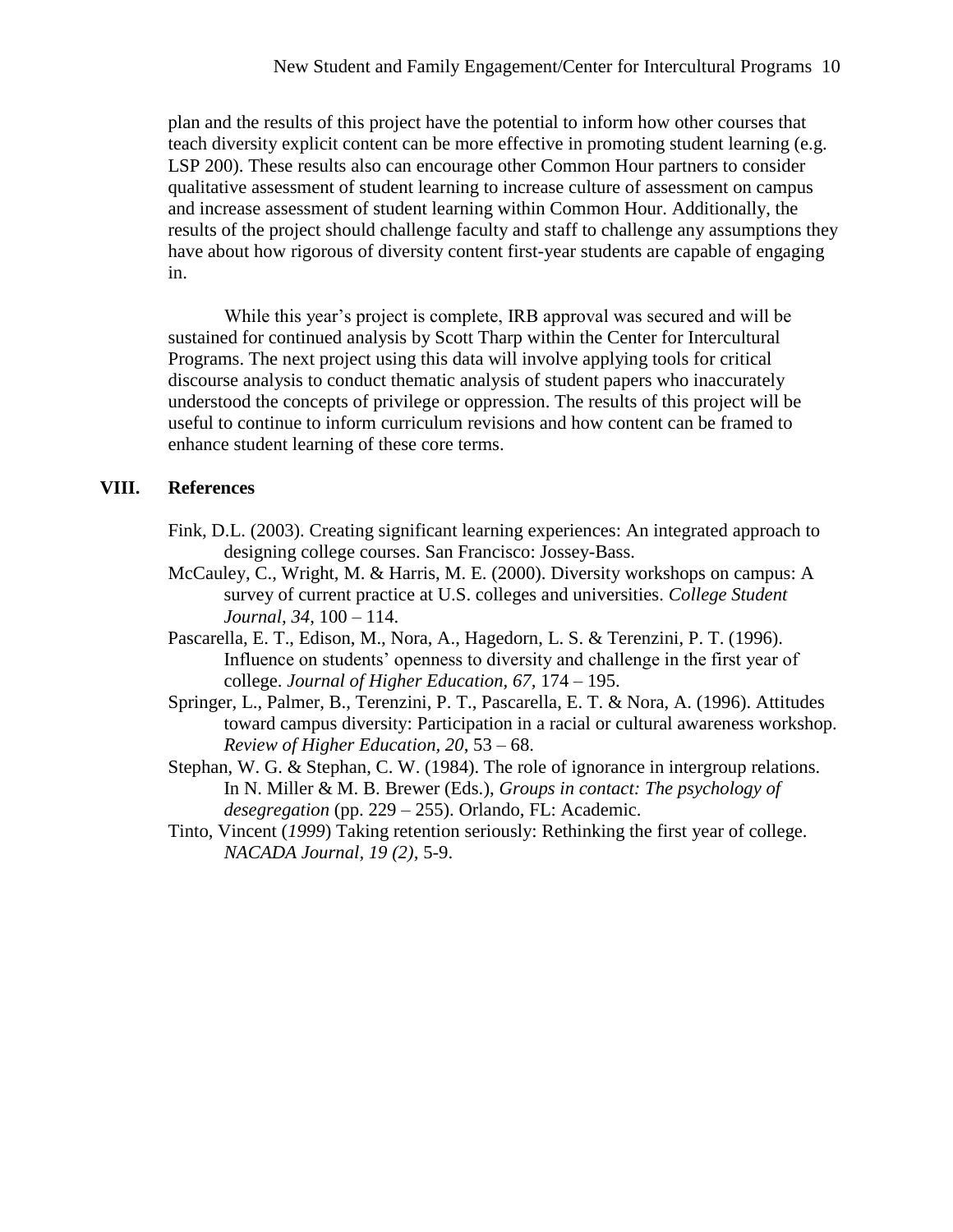plan and the results of this project have the potential to inform how other courses that teach diversity explicit content can be more effective in promoting student learning (e.g. LSP 200). These results also can encourage other Common Hour partners to consider qualitative assessment of student learning to increase culture of assessment on campus and increase assessment of student learning within Common Hour. Additionally, the results of the project should challenge faculty and staff to challenge any assumptions they have about how rigorous of diversity content first-year students are capable of engaging in.

While this year's project is complete, IRB approval was secured and will be sustained for continued analysis by Scott Tharp within the Center for Intercultural Programs. The next project using this data will involve applying tools for critical discourse analysis to conduct thematic analysis of student papers who inaccurately understood the concepts of privilege or oppression. The results of this project will be useful to continue to inform curriculum revisions and how content can be framed to enhance student learning of these core terms.

## VIII. References

Fink, D.L. (2003). Creating significant learning experiences: An integrated approach to designing college courses. San Francisco: Jossey-Bass.

McCauley, C., Wright, M. & Harris, M. E. (2000). Diversity workshops on campus: A survey of current practice at U.S. colleges and universities. *College Student Journal, 34*, 100 – 114.

Pascarella, E. T., Edison, M., Nora, A., Hagedorn, L. S. & Terenzini, P. T. (1996). Influence on students' openness to diversity and challenge in the first year of college. *Journal of Higher Education, 67*, 174 – 195.

Springer, L., Palmer, B., Terenzini, P. T., Pascarella, E. T. & Nora, A. (1996). Attitudes toward campus diversity: Participation in a racial or cultural awareness workshop. *Review of Higher Education, 20*, 53 – 68.

Stephan, W. G. & Stephan, C. W. (1984). The role of ignorance in intergroup relations. In N. Miller & M. B. Brewer (Eds.), *Groups in contact: The psychology of desegregation* (pp. 229 – 255). Orlando, FL: Academic.

Tinto, Vincent (*1999*) Taking retention seriously: Rethinking the first year of college. *NACADA Journal, 19 (2)*, 5-9.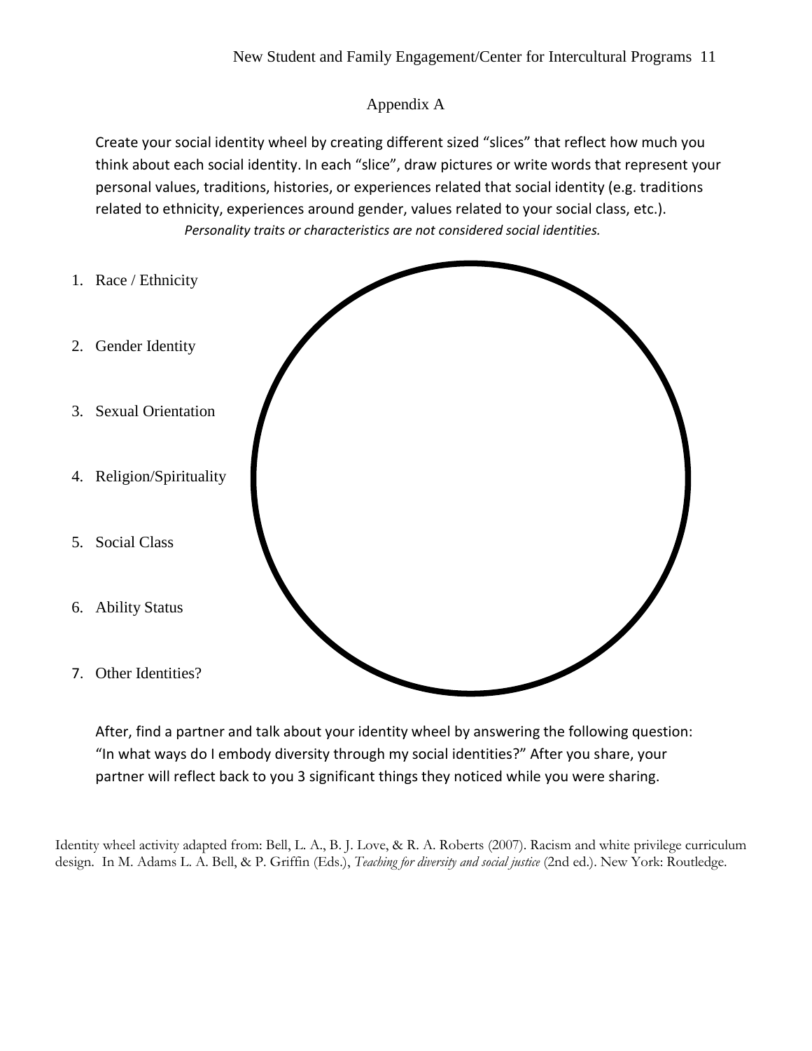## Appendix A

Create your social identity wheel by creating different sized "slices" that reflect how much you think about each social identity. In each "slice", draw pictures or write words that represent your personal values, traditions, histories, or experiences related that social identity (e.g. traditions related to ethnicity, experiences around gender, values related to your social class, etc.).

*Personality traits or characteristics are not considered social identities.*

1. Race / Ethnicity
2. Gender Identity
3. Sexual Orientation
4. Religion/Spirituality
5. Social Class
6. Ability Status
7. Other Identities?

After, find a partner and talk about your identity wheel by answering the following question: "In what ways do I embody diversity through my social identities?" After you share, your partner will reflect back to you 3 significant things they noticed while you were sharing.

Identity wheel activity adapted from: Bell, L. A., B. J. Love, & R. A. Roberts (2007). Racism and white privilege curriculum design. In M. Adams L. A. Bell, & P. Griffin (Eds.), *Teaching for diversity and social justice* (2nd ed.). New York: Routledge.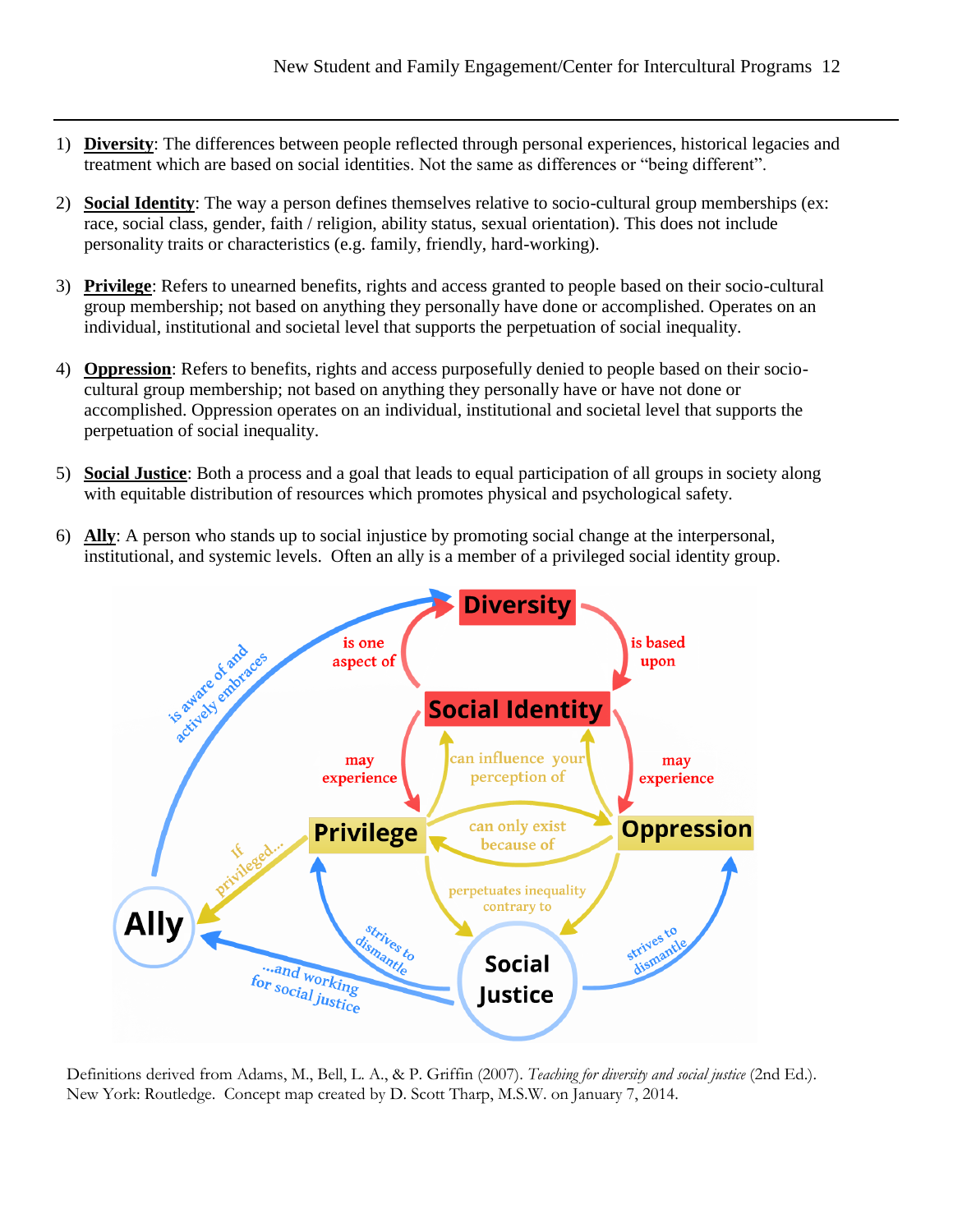1) **Diversity**: The differences between people reflected through personal experiences, historical legacies and treatment which are based on social identities. Not the same as differences or "being different".

2) **Social Identity**: The way a person defines themselves relative to socio-cultural group memberships (ex: race, social class, gender, faith / religion, ability status, sexual orientation). This does not include personality traits or characteristics (e.g. family, friendly, hard-working).

3) **Privilege**: Refers to unearned benefits, rights and access granted to people based on their socio-cultural group membership; not based on anything they personally have done or accomplished. Operates on an individual, institutional and societal level that supports the perpetuation of social inequality.

4) **Oppression**: Refers to benefits, rights and access purposefully denied to people based on their socio-cultural group membership; not based on anything they personally have or have not done or accomplished. Oppression operates on an individual, institutional and societal level that supports the perpetuation of social inequality.

5) **Social Justice**: Both a process and a goal that leads to equal participation of all groups in society along with equitable distribution of resources which promotes physical and psychological safety.

6) **Ally**: A person who stands up to social injustice by promoting social change at the interpersonal, institutional, and systemic levels. Often an ally is a member of a privileged social identity group.

Diversity
is one aspect of
is based upon
Social Identity
may experience
can influence your perception of
may experience
Privilege
can only exist because of
Oppression
is aware of and actively embraces
If privileged...
perpetuates inequality contrary to
Ally
strives to dismantle
strives to dismantle
...and working for social justice
Social Justice

Definitions derived from Adams, M., Bell, L. A., & P. Griffin (2007). *Teaching for diversity and social justice* (2nd Ed.). New York: Routledge. Concept map created by D. Scott Tharp, M.S.W. on January 7, 2014.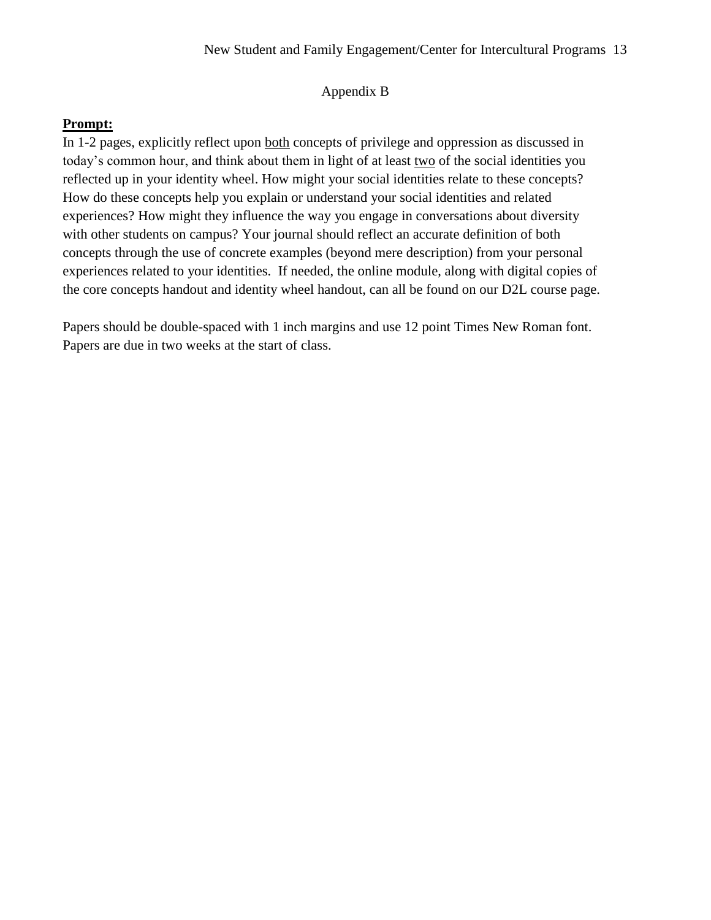# Appendix B

**<u>Prompt:</u>**

In 1-2 pages, explicitly reflect upon <u>both</u> concepts of privilege and oppression as discussed in today's common hour, and think about them in light of at least <u>two</u> of the social identities you reflected up in your identity wheel. How might your social identities relate to these concepts? How do these concepts help you explain or understand your social identities and related experiences? How might they influence the way you engage in conversations about diversity with other students on campus? Your journal should reflect an accurate definition of both concepts through the use of concrete examples (beyond mere description) from your personal experiences related to your identities. If needed, the online module, along with digital copies of the core concepts handout and identity wheel handout, can all be found on our D2L course page.

Papers should be double-spaced with 1 inch margins and use 12 point Times New Roman font. Papers are due in two weeks at the start of class.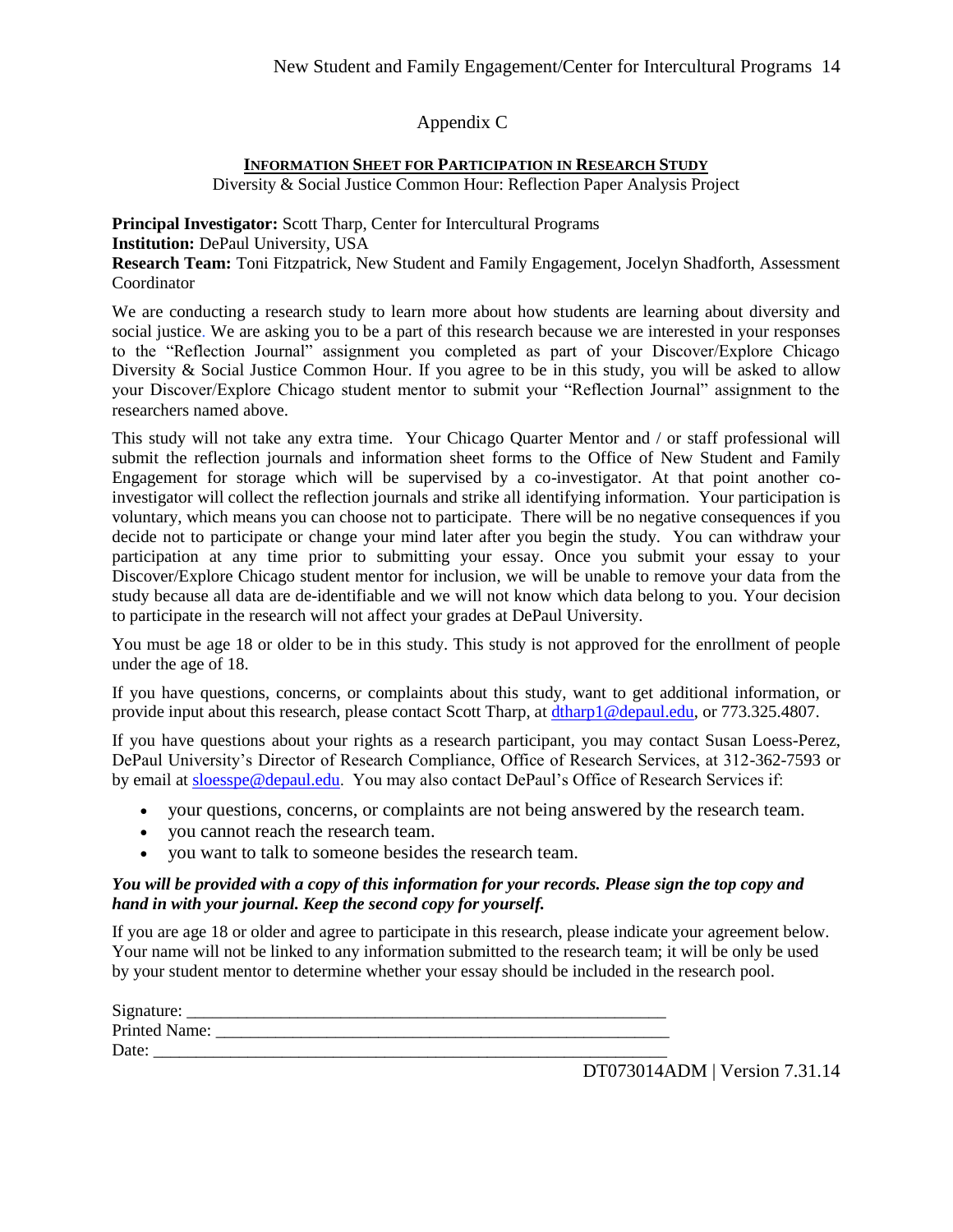# Appendix C

## INFORMATION SHEET FOR PARTICIPATION IN RESEARCH STUDY

Diversity & Social Justice Common Hour: Reflection Paper Analysis Project

**Principal Investigator:** Scott Tharp, Center for Intercultural Programs
**Institution:** DePaul University, USA
**Research Team:** Toni Fitzpatrick, New Student and Family Engagement, Jocelyn Shadforth, Assessment Coordinator

We are conducting a research study to learn more about how students are learning about diversity and social justice. We are asking you to be a part of this research because we are interested in your responses to the "Reflection Journal" assignment you completed as part of your Discover/Explore Chicago Diversity & Social Justice Common Hour. If you agree to be in this study, you will be asked to allow your Discover/Explore Chicago student mentor to submit your "Reflection Journal" assignment to the researchers named above.

This study will not take any extra time. Your Chicago Quarter Mentor and / or staff professional will submit the reflection journals and information sheet forms to the Office of New Student and Family Engagement for storage which will be supervised by a co-investigator. At that point another co-investigator will collect the reflection journals and strike all identifying information. Your participation is voluntary, which means you can choose not to participate. There will be no negative consequences if you decide not to participate or change your mind later after you begin the study. You can withdraw your participation at any time prior to submitting your essay. Once you submit your essay to your Discover/Explore Chicago student mentor for inclusion, we will be unable to remove your data from the study because all data are de-identifiable and we will not know which data belong to you. Your decision to participate in the research will not affect your grades at DePaul University.

You must be age 18 or older to be in this study. This study is not approved for the enrollment of people under the age of 18.

If you have questions, concerns, or complaints about this study, want to get additional information, or provide input about this research, please contact Scott Tharp, at dtharp1@depaul.edu, or 773.325.4807.

If you have questions about your rights as a research participant, you may contact Susan Loess-Perez, DePaul University's Director of Research Compliance, Office of Research Services, at 312-362-7593 or by email at sloesspe@depaul.edu. You may also contact DePaul's Office of Research Services if:

- your questions, concerns, or complaints are not being answered by the research team.
- you cannot reach the research team.
- you want to talk to someone besides the research team.

***You will be provided with a copy of this information for your records. Please sign the top copy and hand in with your journal. Keep the second copy for yourself.***

If you are age 18 or older and agree to participate in this research, please indicate your agreement below. Your name will not be linked to any information submitted to the research team; it will be only be used by your student mentor to determine whether your essay should be included in the research pool.

Signature: ___________________________________________________________
Printed Name: ________________________________________________________
Date: ________________________________________________________________

DT073014ADM | Version 7.31.14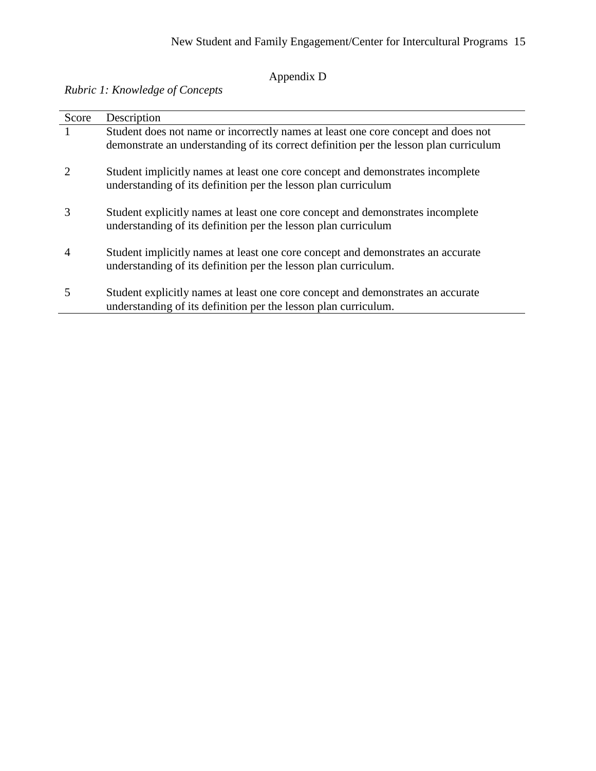# Appendix D

*Rubric 1: Knowledge of Concepts*

| Score | Description |
|---|---|
| 1 | Student does not name or incorrectly names at least one core concept and does not demonstrate an understanding of its correct definition per the lesson plan curriculum |
| 2 | Student implicitly names at least one core concept and demonstrates incomplete understanding of its definition per the lesson plan curriculum |
| 3 | Student explicitly names at least one core concept and demonstrates incomplete understanding of its definition per the lesson plan curriculum |
| 4 | Student implicitly names at least one core concept and demonstrates an accurate understanding of its definition per the lesson plan curriculum. |
| 5 | Student explicitly names at least one core concept and demonstrates an accurate understanding of its definition per the lesson plan curriculum. |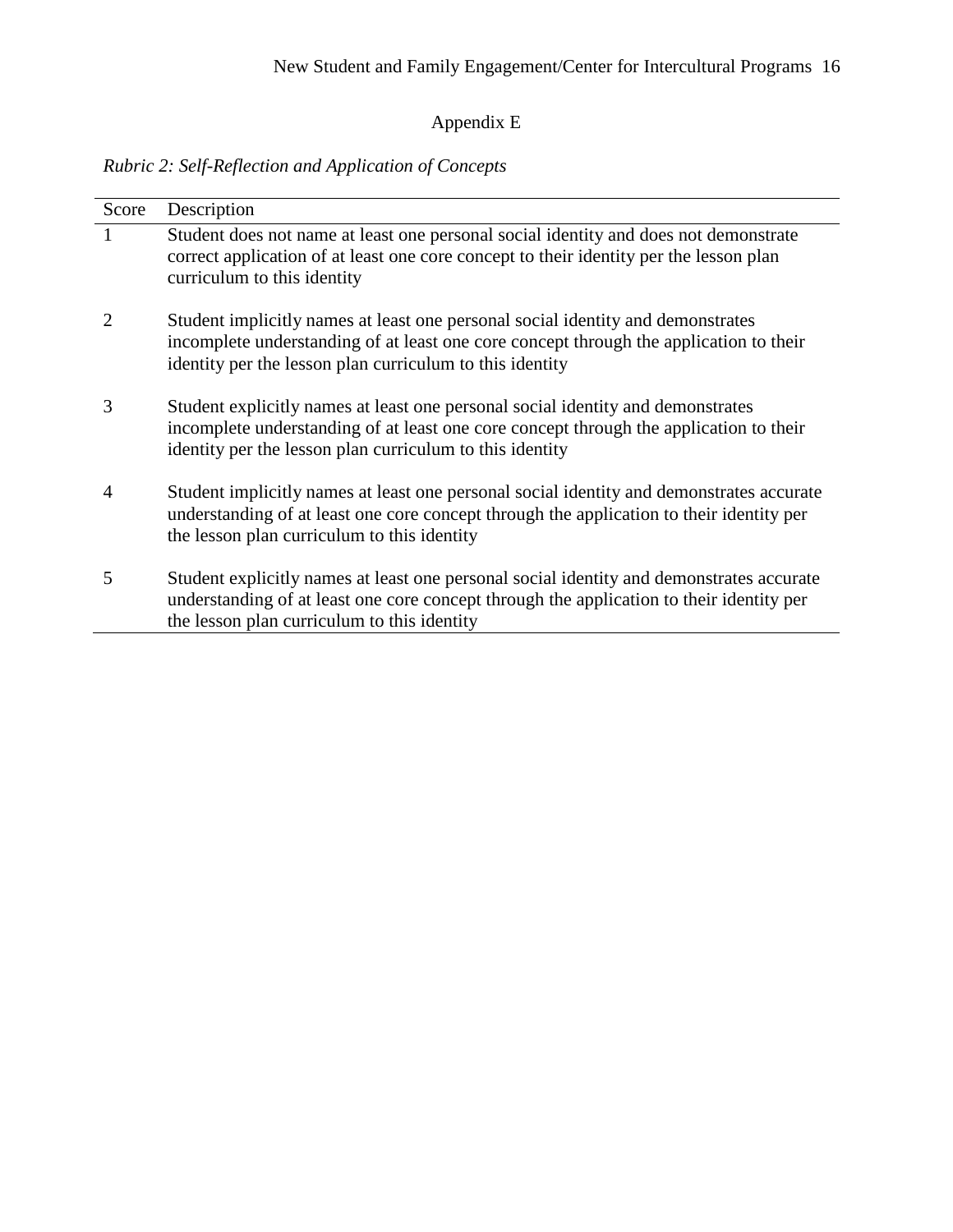# Appendix E

*Rubric 2: Self-Reflection and Application of Concepts*

| Score | Description |
| --- | --- |
| 1 | Student does not name at least one personal social identity and does not demonstrate correct application of at least one core concept to their identity per the lesson plan curriculum to this identity |
| 2 | Student implicitly names at least one personal social identity and demonstrates incomplete understanding of at least one core concept through the application to their identity per the lesson plan curriculum to this identity |
| 3 | Student explicitly names at least one personal social identity and demonstrates incomplete understanding of at least one core concept through the application to their identity per the lesson plan curriculum to this identity |
| 4 | Student implicitly names at least one personal social identity and demonstrates accurate understanding of at least one core concept through the application to their identity per the lesson plan curriculum to this identity |
| 5 | Student explicitly names at least one personal social identity and demonstrates accurate understanding of at least one core concept through the application to their identity per the lesson plan curriculum to this identity |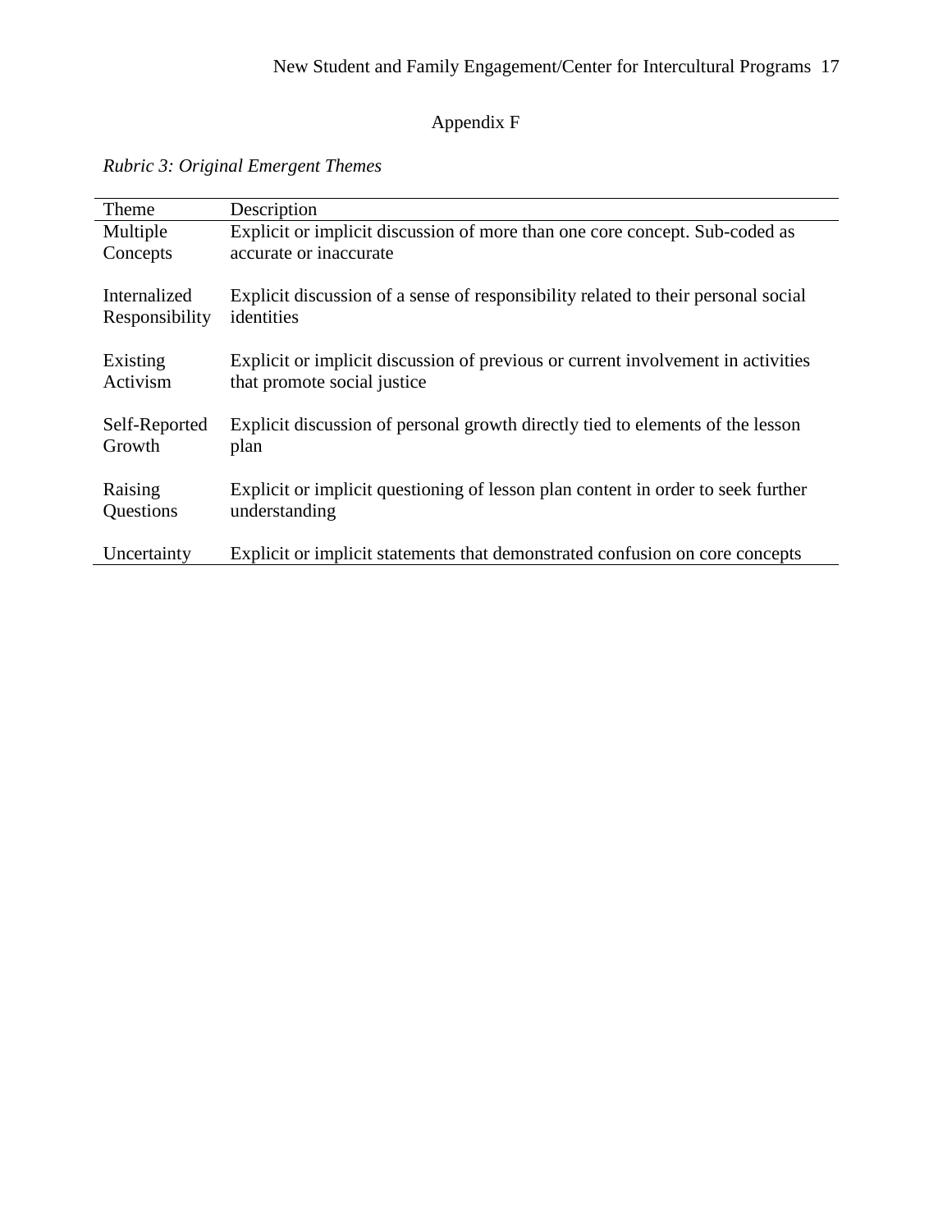Appendix F

*Rubric 3: Original Emergent Themes*

| Theme | Description |
|---|---|
| Multiple Concepts | Explicit or implicit discussion of more than one core concept. Sub-coded as accurate or inaccurate |
| Internalized Responsibility | Explicit discussion of a sense of responsibility related to their personal social identities |
| Existing Activism | Explicit or implicit discussion of previous or current involvement in activities that promote social justice |
| Self-Reported Growth | Explicit discussion of personal growth directly tied to elements of the lesson plan |
| Raising Questions | Explicit or implicit questioning of lesson plan content in order to seek further understanding |
| Uncertainty | Explicit or implicit statements that demonstrated confusion on core concepts |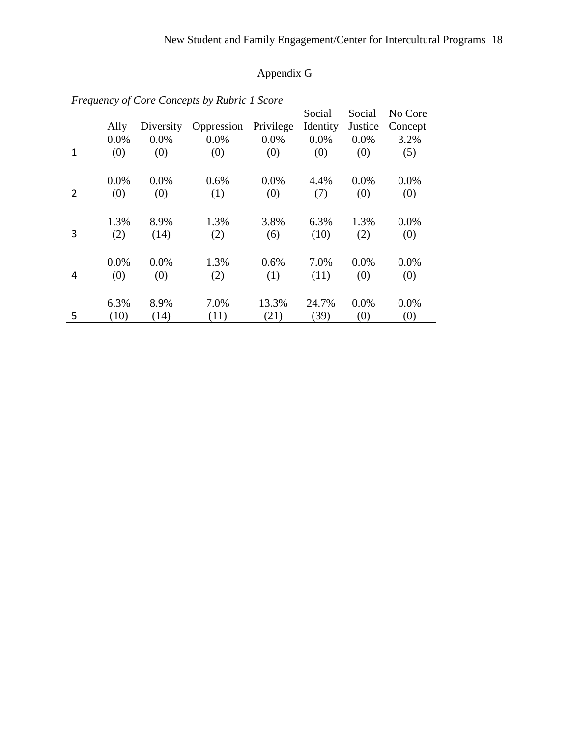Appendix G

*Frequency of Core Concepts by Rubric 1 Score*

| | Ally | Diversity | Oppression | Privilege | Social Identity | Social Justice | No Core Concept |
|---|---|---|---|---|---|---|---|
| 1 | 0.0% (0) | 0.0% (0) | 0.0% (0) | 0.0% (0) | 0.0% (0) | 0.0% (0) | 3.2% (5) |
| 2 | 0.0% (0) | 0.0% (0) | 0.6% (1) | 0.0% (0) | 4.4% (7) | 0.0% (0) | 0.0% (0) |
| 3 | 1.3% (2) | 8.9% (14) | 1.3% (2) | 3.8% (6) | 6.3% (10) | 1.3% (2) | 0.0% (0) |
| 4 | 0.0% (0) | 0.0% (0) | 1.3% (2) | 0.6% (1) | 7.0% (11) | 0.0% (0) | 0.0% (0) |
| 5 | 6.3% (10) | 8.9% (14) | 7.0% (11) | 13.3% (21) | 24.7% (39) | 0.0% (0) | 0.0% (0) |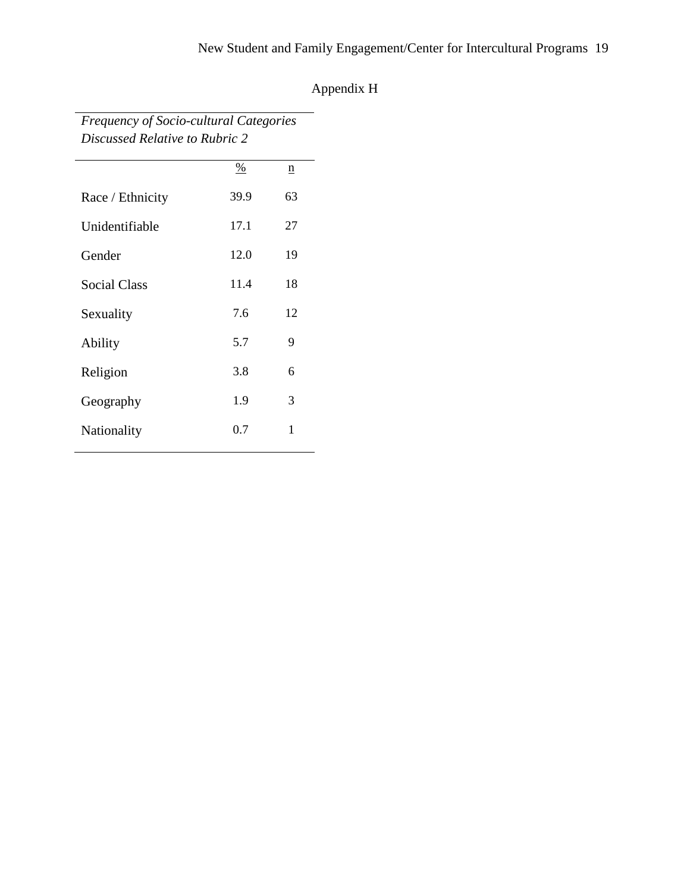# Appendix H

*Frequency of Socio-cultural Categories Discussed Relative to Rubric 2*

| | % | n |
|---|---|---|
| Race / Ethnicity | 39.9 | 63 |
| Unidentifiable | 17.1 | 27 |
| Gender | 12.0 | 19 |
| Social Class | 11.4 | 18 |
| Sexuality | 7.6 | 12 |
| Ability | 5.7 | 9 |
| Religion | 3.8 | 6 |
| Geography | 1.9 | 3 |
| Nationality | 0.7 | 1 |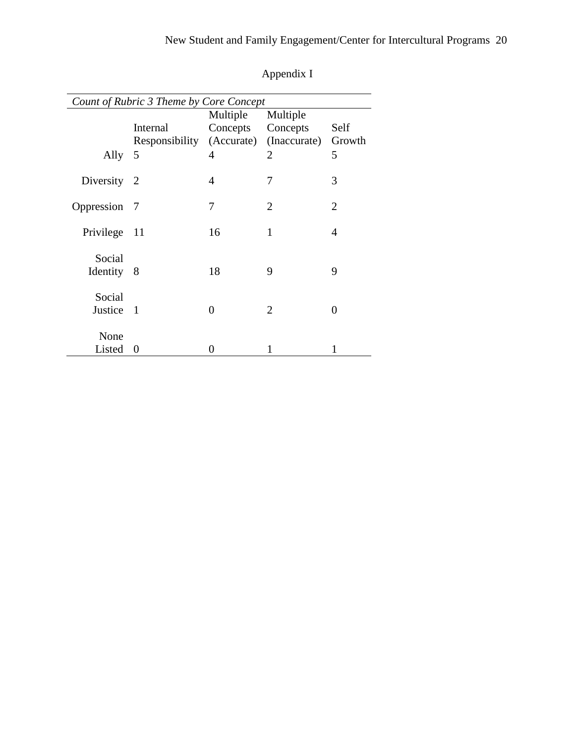# Appendix I

*Count of Rubric 3 Theme by Core Concept*

| | Internal Responsibility | Multiple Concepts (Accurate) | Multiple Concepts (Inaccurate) | Self Growth |
|---|---|---|---|---|
| Ally | 5 | 4 | 2 | 5 |
| Diversity | 2 | 4 | 7 | 3 |
| Oppression | 7 | 7 | 2 | 2 |
| Privilege | 11 | 16 | 1 | 4 |
| Social Identity | 8 | 18 | 9 | 9 |
| Social Justice | 1 | 0 | 2 | 0 |
| None Listed | 0 | 0 | 1 | 1 |